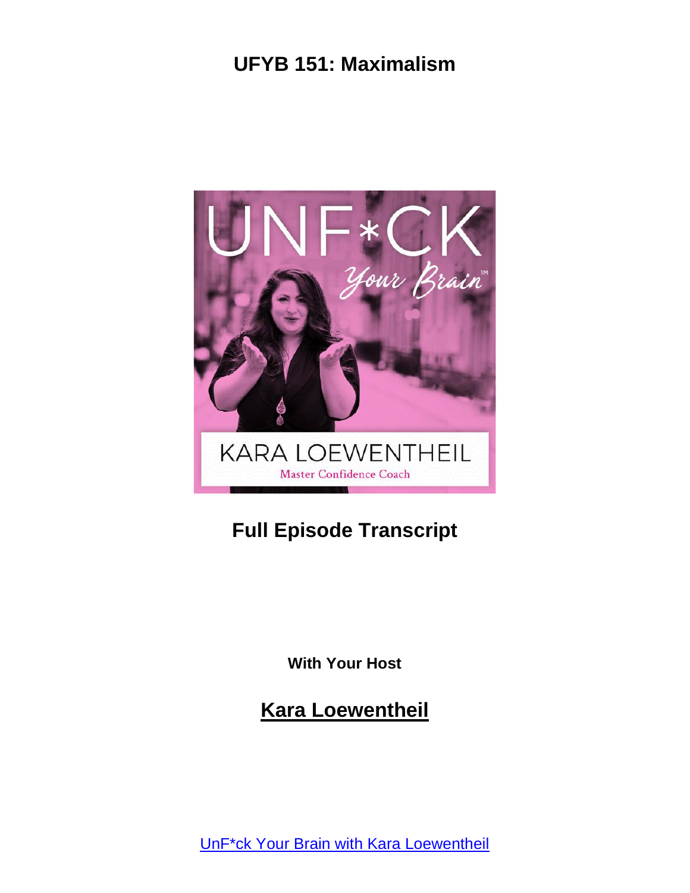# UFYB 151: Maximalism

## Full Episode Transcript

**With Your Host**

## Kara Loewentheil

UnF*ck Your Brain with Kara Loewentheil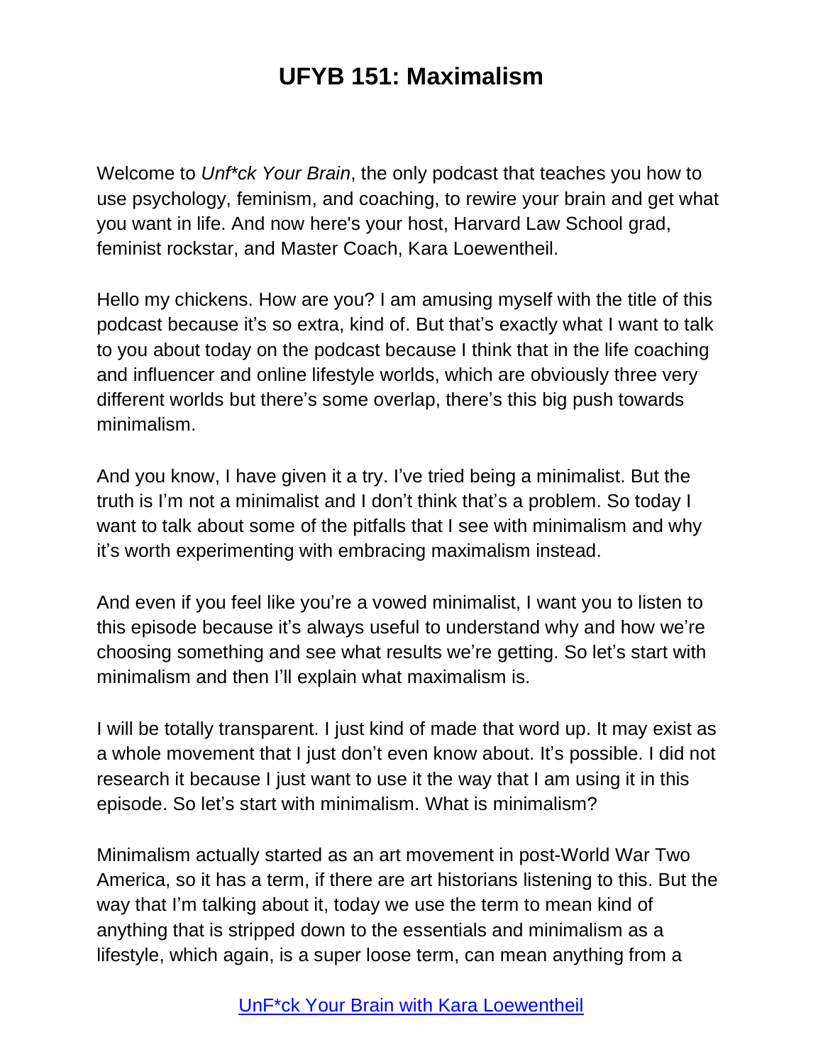# UFYB 151: Maximalism

Welcome to *Unf*ck Your Brain*, the only podcast that teaches you how to use psychology, feminism, and coaching, to rewire your brain and get what you want in life. And now here's your host, Harvard Law School grad, feminist rockstar, and Master Coach, Kara Loewentheil.

Hello my chickens. How are you? I am amusing myself with the title of this podcast because it's so extra, kind of. But that's exactly what I want to talk to you about today on the podcast because I think that in the life coaching and influencer and online lifestyle worlds, which are obviously three very different worlds but there's some overlap, there's this big push towards minimalism.

And you know, I have given it a try. I've tried being a minimalist. But the truth is I'm not a minimalist and I don't think that's a problem. So today I want to talk about some of the pitfalls that I see with minimalism and why it's worth experimenting with embracing maximalism instead.

And even if you feel like you're a vowed minimalist, I want you to listen to this episode because it's always useful to understand why and how we're choosing something and see what results we're getting. So let's start with minimalism and then I'll explain what maximalism is.

I will be totally transparent. I just kind of made that word up. It may exist as a whole movement that I just don't even know about. It's possible. I did not research it because I just want to use it the way that I am using it in this episode. So let's start with minimalism. What is minimalism?

Minimalism actually started as an art movement in post-World War Two America, so it has a term, if there are art historians listening to this. But the way that I'm talking about it, today we use the term to mean kind of anything that is stripped down to the essentials and minimalism as a lifestyle, which again, is a super loose term, can mean anything from a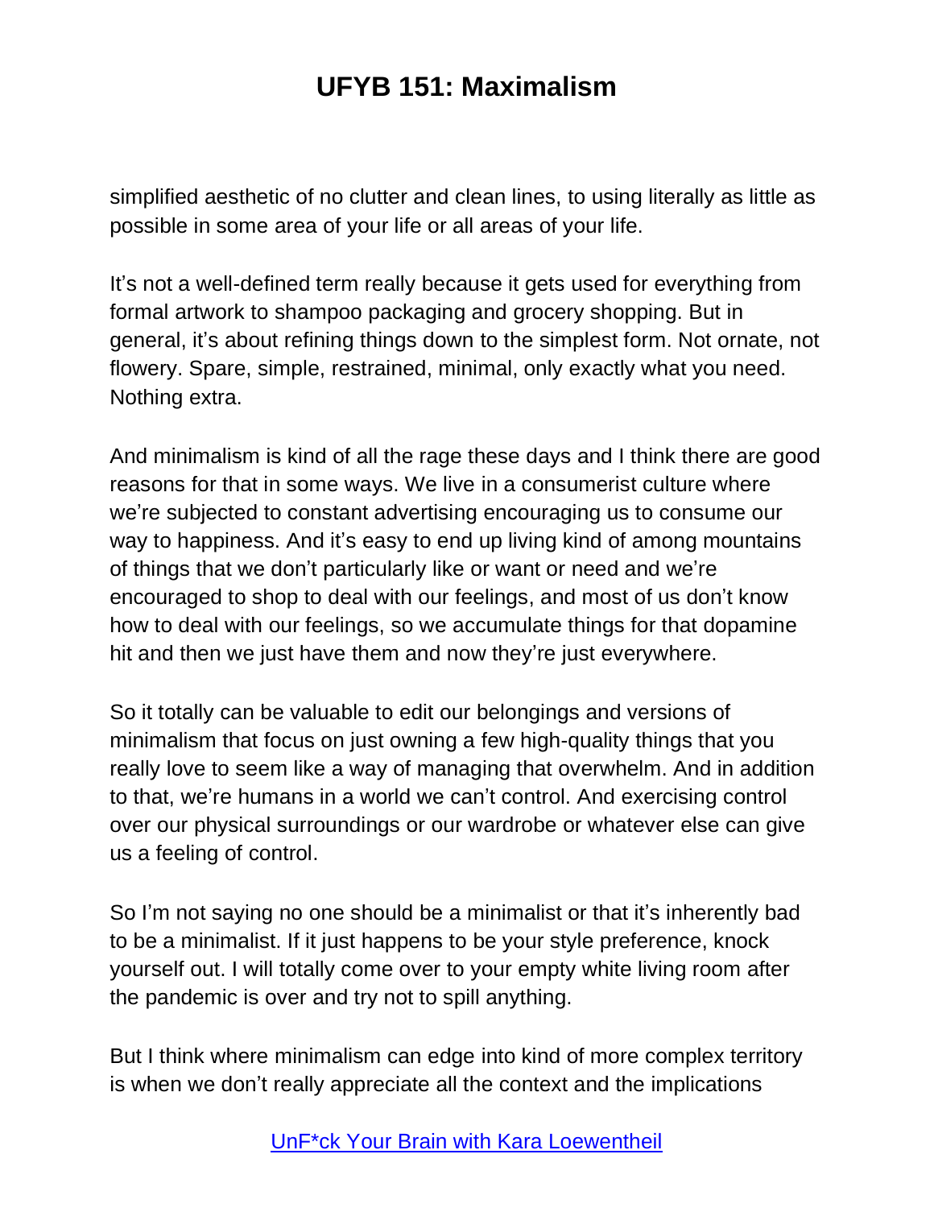simplified aesthetic of no clutter and clean lines, to using literally as little as possible in some area of your life or all areas of your life.

It's not a well-defined term really because it gets used for everything from formal artwork to shampoo packaging and grocery shopping. But in general, it's about refining things down to the simplest form. Not ornate, not flowery. Spare, simple, restrained, minimal, only exactly what you need. Nothing extra.

And minimalism is kind of all the rage these days and I think there are good reasons for that in some ways. We live in a consumerist culture where we're subjected to constant advertising encouraging us to consume our way to happiness. And it's easy to end up living kind of among mountains of things that we don't particularly like or want or need and we're encouraged to shop to deal with our feelings, and most of us don't know how to deal with our feelings, so we accumulate things for that dopamine hit and then we just have them and now they're just everywhere.

So it totally can be valuable to edit our belongings and versions of minimalism that focus on just owning a few high-quality things that you really love to seem like a way of managing that overwhelm. And in addition to that, we're humans in a world we can't control. And exercising control over our physical surroundings or our wardrobe or whatever else can give us a feeling of control.

So I'm not saying no one should be a minimalist or that it's inherently bad to be a minimalist. If it just happens to be your style preference, knock yourself out. I will totally come over to your empty white living room after the pandemic is over and try not to spill anything.

But I think where minimalism can edge into kind of more complex territory is when we don't really appreciate all the context and the implications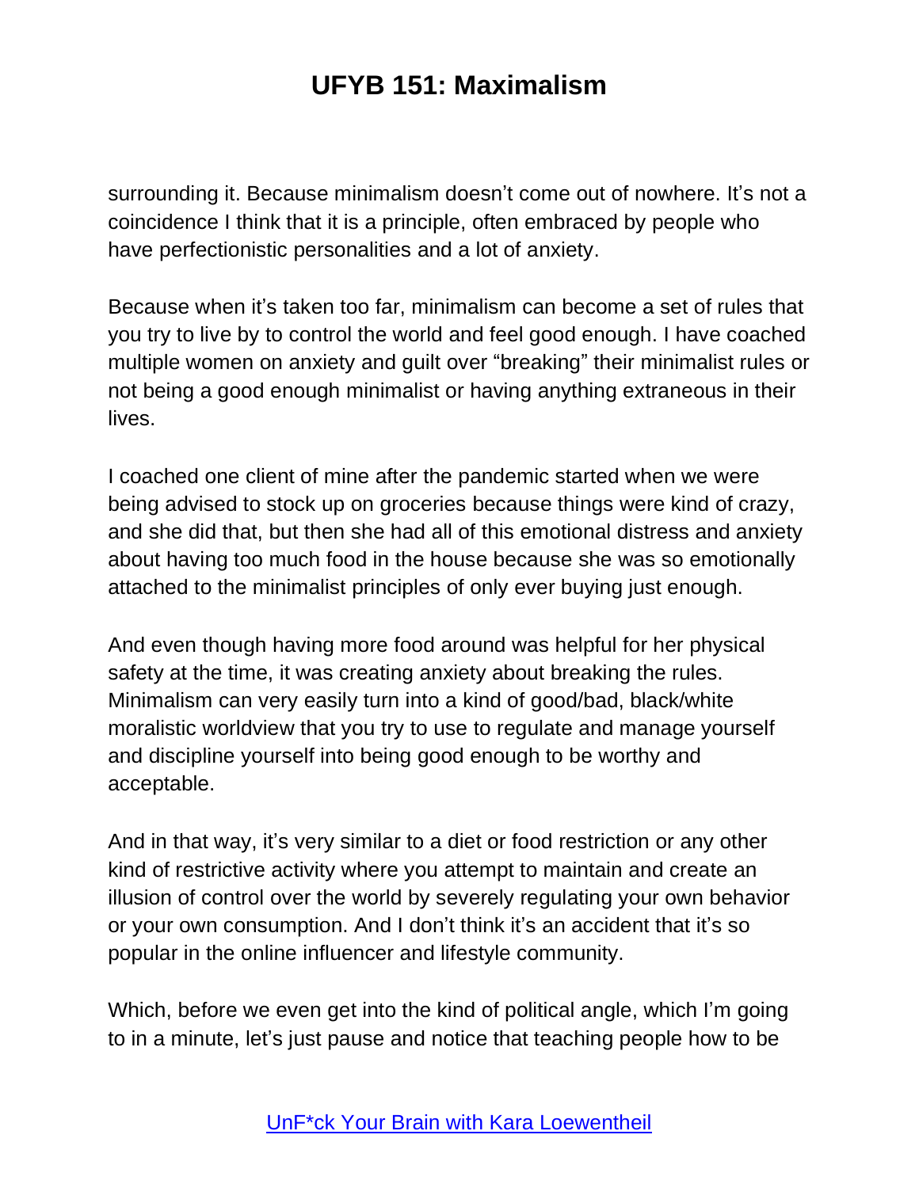surrounding it. Because minimalism doesn't come out of nowhere. It's not a coincidence I think that it is a principle, often embraced by people who have perfectionistic personalities and a lot of anxiety.

Because when it's taken too far, minimalism can become a set of rules that you try to live by to control the world and feel good enough. I have coached multiple women on anxiety and guilt over "breaking" their minimalist rules or not being a good enough minimalist or having anything extraneous in their lives.

I coached one client of mine after the pandemic started when we were being advised to stock up on groceries because things were kind of crazy, and she did that, but then she had all of this emotional distress and anxiety about having too much food in the house because she was so emotionally attached to the minimalist principles of only ever buying just enough.

And even though having more food around was helpful for her physical safety at the time, it was creating anxiety about breaking the rules. Minimalism can very easily turn into a kind of good/bad, black/white moralistic worldview that you try to use to regulate and manage yourself and discipline yourself into being good enough to be worthy and acceptable.

And in that way, it's very similar to a diet or food restriction or any other kind of restrictive activity where you attempt to maintain and create an illusion of control over the world by severely regulating your own behavior or your own consumption. And I don't think it's an accident that it's so popular in the online influencer and lifestyle community.

Which, before we even get into the kind of political angle, which I'm going to in a minute, let's just pause and notice that teaching people how to be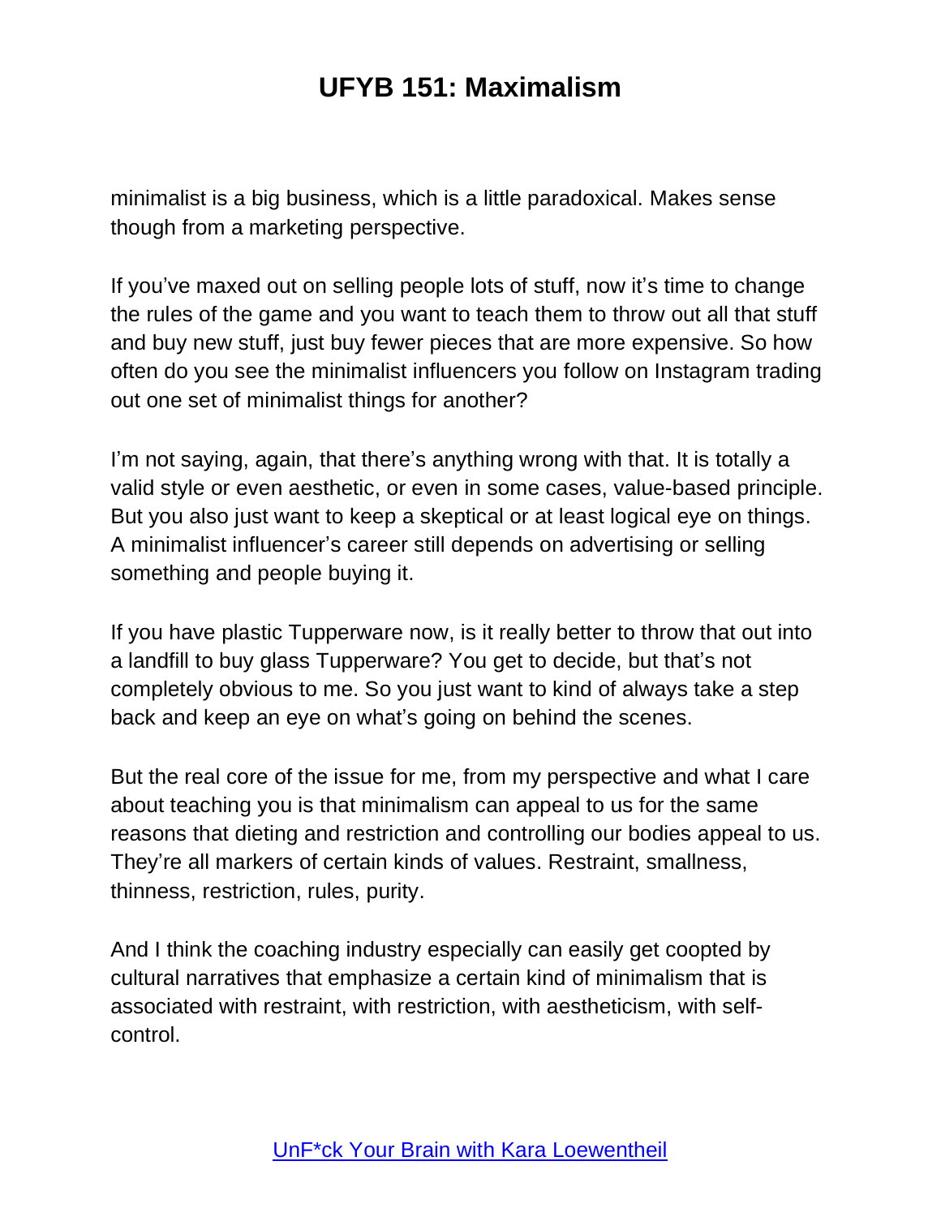minimalist is a big business, which is a little paradoxical. Makes sense though from a marketing perspective.

If you've maxed out on selling people lots of stuff, now it's time to change the rules of the game and you want to teach them to throw out all that stuff and buy new stuff, just buy fewer pieces that are more expensive. So how often do you see the minimalist influencers you follow on Instagram trading out one set of minimalist things for another?

I'm not saying, again, that there's anything wrong with that. It is totally a valid style or even aesthetic, or even in some cases, value-based principle. But you also just want to keep a skeptical or at least logical eye on things. A minimalist influencer's career still depends on advertising or selling something and people buying it.

If you have plastic Tupperware now, is it really better to throw that out into a landfill to buy glass Tupperware? You get to decide, but that's not completely obvious to me. So you just want to kind of always take a step back and keep an eye on what's going on behind the scenes.

But the real core of the issue for me, from my perspective and what I care about teaching you is that minimalism can appeal to us for the same reasons that dieting and restriction and controlling our bodies appeal to us. They're all markers of certain kinds of values. Restraint, smallness, thinness, restriction, rules, purity.

And I think the coaching industry especially can easily get coopted by cultural narratives that emphasize a certain kind of minimalism that is associated with restraint, with restriction, with aestheticism, with self-control.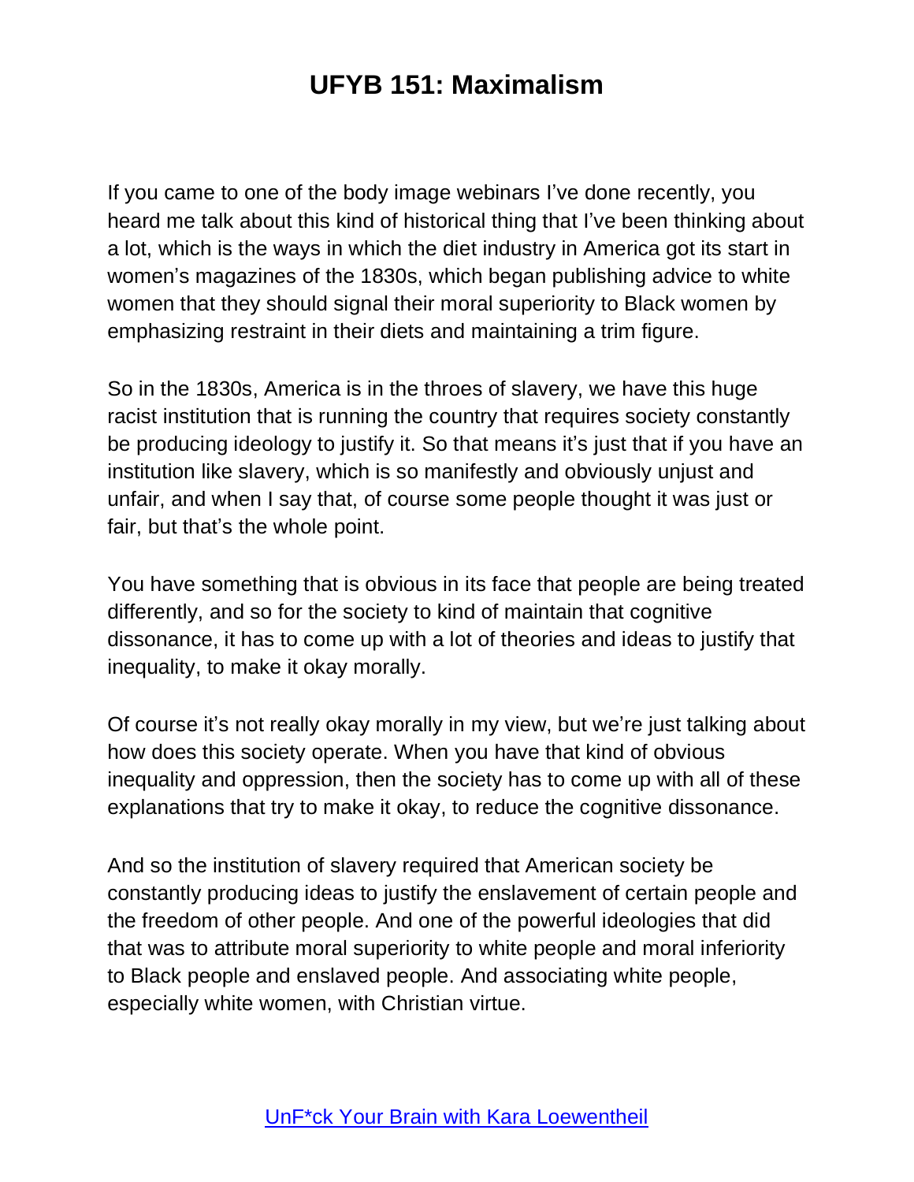If you came to one of the body image webinars I've done recently, you heard me talk about this kind of historical thing that I've been thinking about a lot, which is the ways in which the diet industry in America got its start in women's magazines of the 1830s, which began publishing advice to white women that they should signal their moral superiority to Black women by emphasizing restraint in their diets and maintaining a trim figure.

So in the 1830s, America is in the throes of slavery, we have this huge racist institution that is running the country that requires society constantly be producing ideology to justify it. So that means it's just that if you have an institution like slavery, which is so manifestly and obviously unjust and unfair, and when I say that, of course some people thought it was just or fair, but that's the whole point.

You have something that is obvious in its face that people are being treated differently, and so for the society to kind of maintain that cognitive dissonance, it has to come up with a lot of theories and ideas to justify that inequality, to make it okay morally.

Of course it's not really okay morally in my view, but we're just talking about how does this society operate. When you have that kind of obvious inequality and oppression, then the society has to come up with all of these explanations that try to make it okay, to reduce the cognitive dissonance.

And so the institution of slavery required that American society be constantly producing ideas to justify the enslavement of certain people and the freedom of other people. And one of the powerful ideologies that did that was to attribute moral superiority to white people and moral inferiority to Black people and enslaved people. And associating white people, especially white women, with Christian virtue.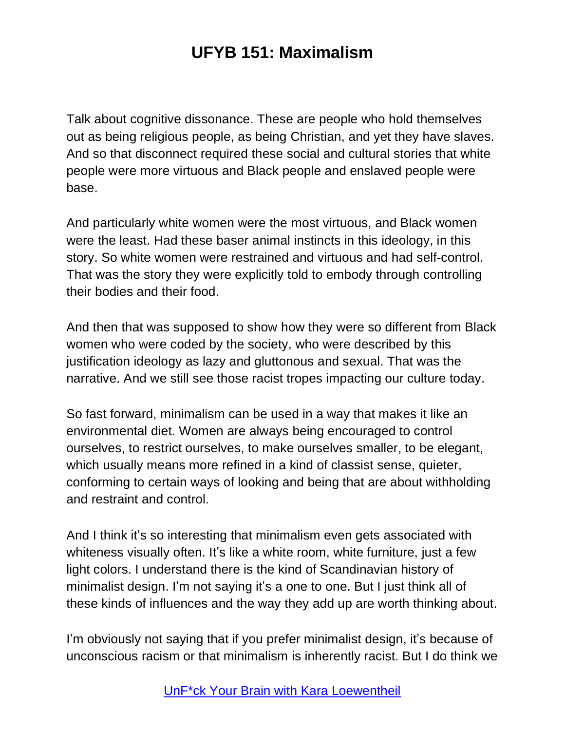Talk about cognitive dissonance. These are people who hold themselves out as being religious people, as being Christian, and yet they have slaves. And so that disconnect required these social and cultural stories that white people were more virtuous and Black people and enslaved people were base.

And particularly white women were the most virtuous, and Black women were the least. Had these baser animal instincts in this ideology, in this story. So white women were restrained and virtuous and had self-control. That was the story they were explicitly told to embody through controlling their bodies and their food.

And then that was supposed to show how they were so different from Black women who were coded by the society, who were described by this justification ideology as lazy and gluttonous and sexual. That was the narrative. And we still see those racist tropes impacting our culture today.

So fast forward, minimalism can be used in a way that makes it like an environmental diet. Women are always being encouraged to control ourselves, to restrict ourselves, to make ourselves smaller, to be elegant, which usually means more refined in a kind of classist sense, quieter, conforming to certain ways of looking and being that are about withholding and restraint and control.

And I think it's so interesting that minimalism even gets associated with whiteness visually often. It's like a white room, white furniture, just a few light colors. I understand there is the kind of Scandinavian history of minimalist design. I'm not saying it's a one to one. But I just think all of these kinds of influences and the way they add up are worth thinking about.

I'm obviously not saying that if you prefer minimalist design, it's because of unconscious racism or that minimalism is inherently racist. But I do think we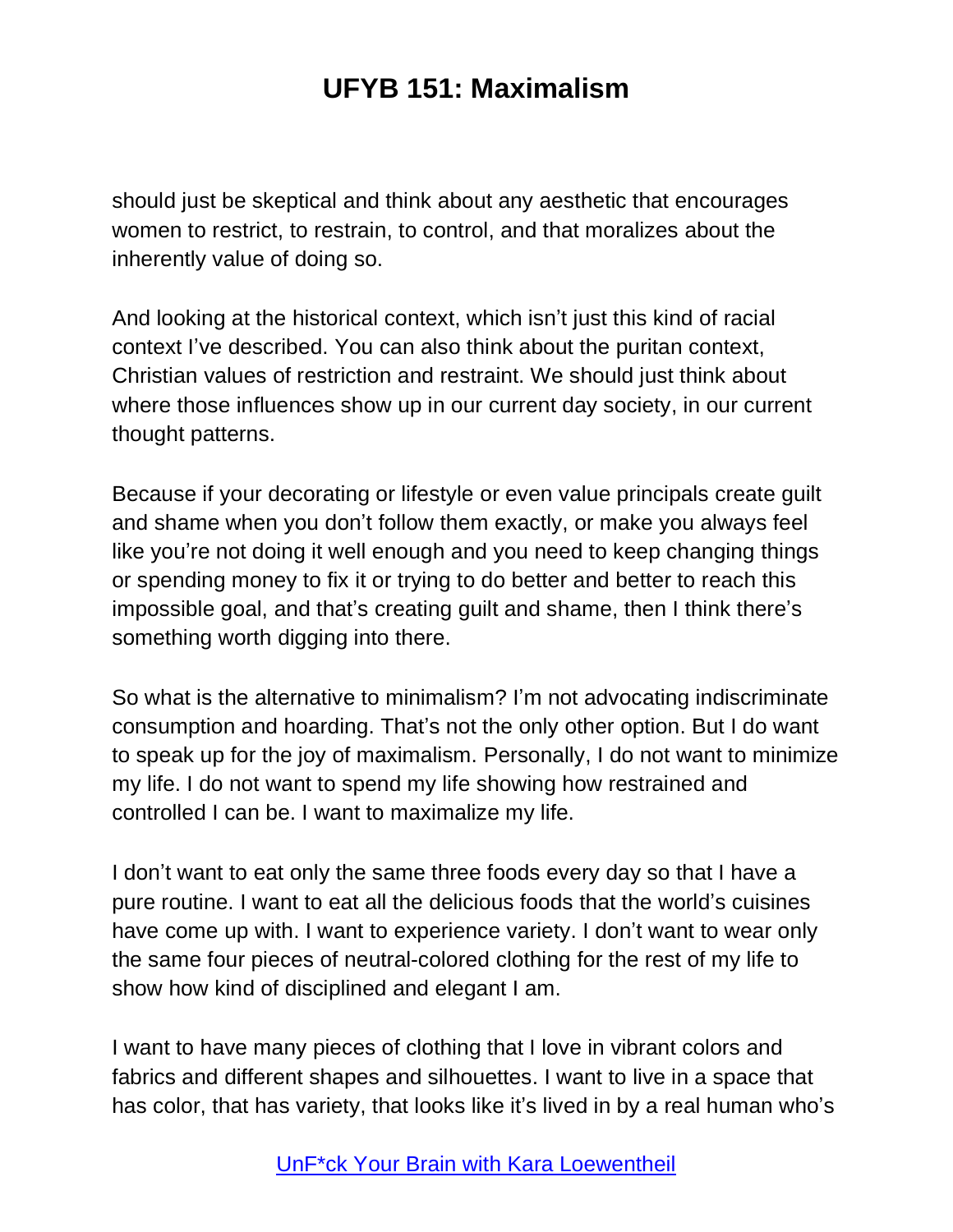should just be skeptical and think about any aesthetic that encourages women to restrict, to restrain, to control, and that moralizes about the inherently value of doing so.

And looking at the historical context, which isn't just this kind of racial context I've described. You can also think about the puritan context, Christian values of restriction and restraint. We should just think about where those influences show up in our current day society, in our current thought patterns.

Because if your decorating or lifestyle or even value principals create guilt and shame when you don't follow them exactly, or make you always feel like you're not doing it well enough and you need to keep changing things or spending money to fix it or trying to do better and better to reach this impossible goal, and that's creating guilt and shame, then I think there's something worth digging into there.

So what is the alternative to minimalism? I'm not advocating indiscriminate consumption and hoarding. That's not the only other option. But I do want to speak up for the joy of maximalism. Personally, I do not want to minimize my life. I do not want to spend my life showing how restrained and controlled I can be. I want to maximalize my life.

I don't want to eat only the same three foods every day so that I have a pure routine. I want to eat all the delicious foods that the world's cuisines have come up with. I want to experience variety. I don't want to wear only the same four pieces of neutral-colored clothing for the rest of my life to show how kind of disciplined and elegant I am.

I want to have many pieces of clothing that I love in vibrant colors and fabrics and different shapes and silhouettes. I want to live in a space that has color, that has variety, that looks like it's lived in by a real human who's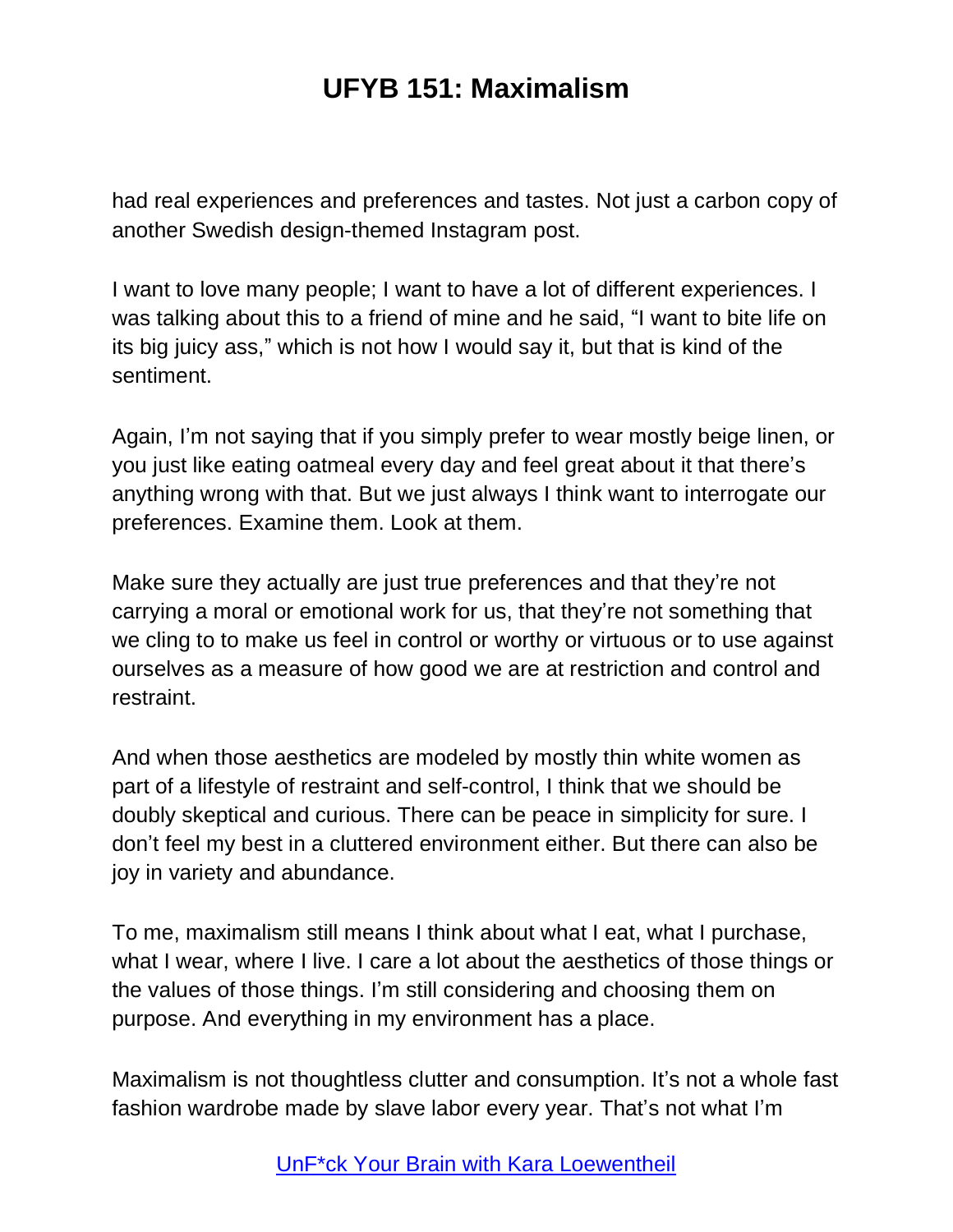had real experiences and preferences and tastes. Not just a carbon copy of another Swedish design-themed Instagram post.

I want to love many people; I want to have a lot of different experiences. I was talking about this to a friend of mine and he said, "I want to bite life on its big juicy ass," which is not how I would say it, but that is kind of the sentiment.

Again, I'm not saying that if you simply prefer to wear mostly beige linen, or you just like eating oatmeal every day and feel great about it that there's anything wrong with that. But we just always I think want to interrogate our preferences. Examine them. Look at them.

Make sure they actually are just true preferences and that they're not carrying a moral or emotional work for us, that they're not something that we cling to to make us feel in control or worthy or virtuous or to use against ourselves as a measure of how good we are at restriction and control and restraint.

And when those aesthetics are modeled by mostly thin white women as part of a lifestyle of restraint and self-control, I think that we should be doubly skeptical and curious. There can be peace in simplicity for sure. I don't feel my best in a cluttered environment either. But there can also be joy in variety and abundance.

To me, maximalism still means I think about what I eat, what I purchase, what I wear, where I live. I care a lot about the aesthetics of those things or the values of those things. I'm still considering and choosing them on purpose. And everything in my environment has a place.

Maximalism is not thoughtless clutter and consumption. It's not a whole fast fashion wardrobe made by slave labor every year. That's not what I'm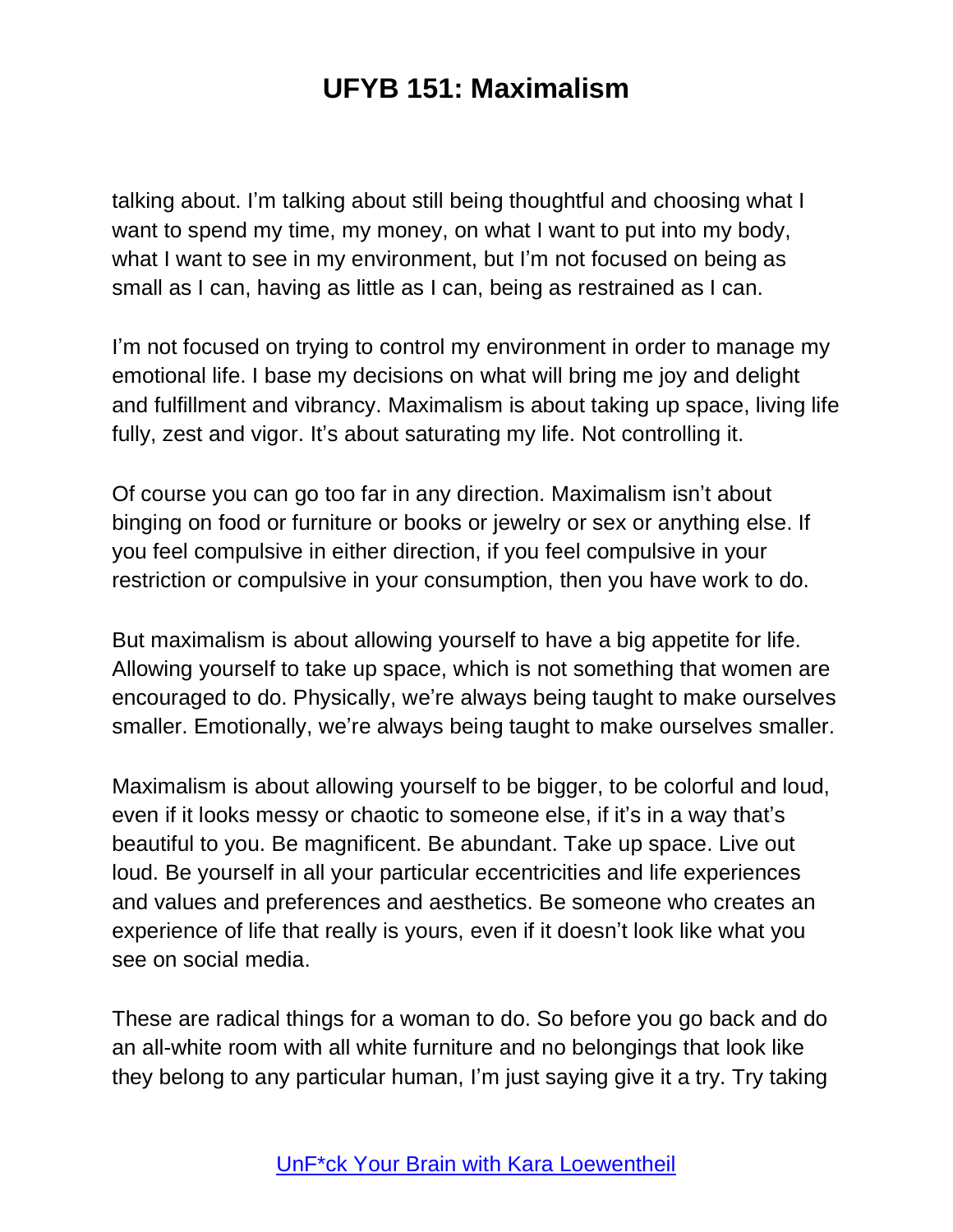talking about. I'm talking about still being thoughtful and choosing what I want to spend my time, my money, on what I want to put into my body, what I want to see in my environment, but I'm not focused on being as small as I can, having as little as I can, being as restrained as I can.

I'm not focused on trying to control my environment in order to manage my emotional life. I base my decisions on what will bring me joy and delight and fulfillment and vibrancy. Maximalism is about taking up space, living life fully, zest and vigor. It's about saturating my life. Not controlling it.

Of course you can go too far in any direction. Maximalism isn't about binging on food or furniture or books or jewelry or sex or anything else. If you feel compulsive in either direction, if you feel compulsive in your restriction or compulsive in your consumption, then you have work to do.

But maximalism is about allowing yourself to have a big appetite for life. Allowing yourself to take up space, which is not something that women are encouraged to do. Physically, we're always being taught to make ourselves smaller. Emotionally, we're always being taught to make ourselves smaller.

Maximalism is about allowing yourself to be bigger, to be colorful and loud, even if it looks messy or chaotic to someone else, if it's in a way that's beautiful to you. Be magnificent. Be abundant. Take up space. Live out loud. Be yourself in all your particular eccentricities and life experiences and values and preferences and aesthetics. Be someone who creates an experience of life that really is yours, even if it doesn't look like what you see on social media.

These are radical things for a woman to do. So before you go back and do an all-white room with all white furniture and no belongings that look like they belong to any particular human, I'm just saying give it a try. Try taking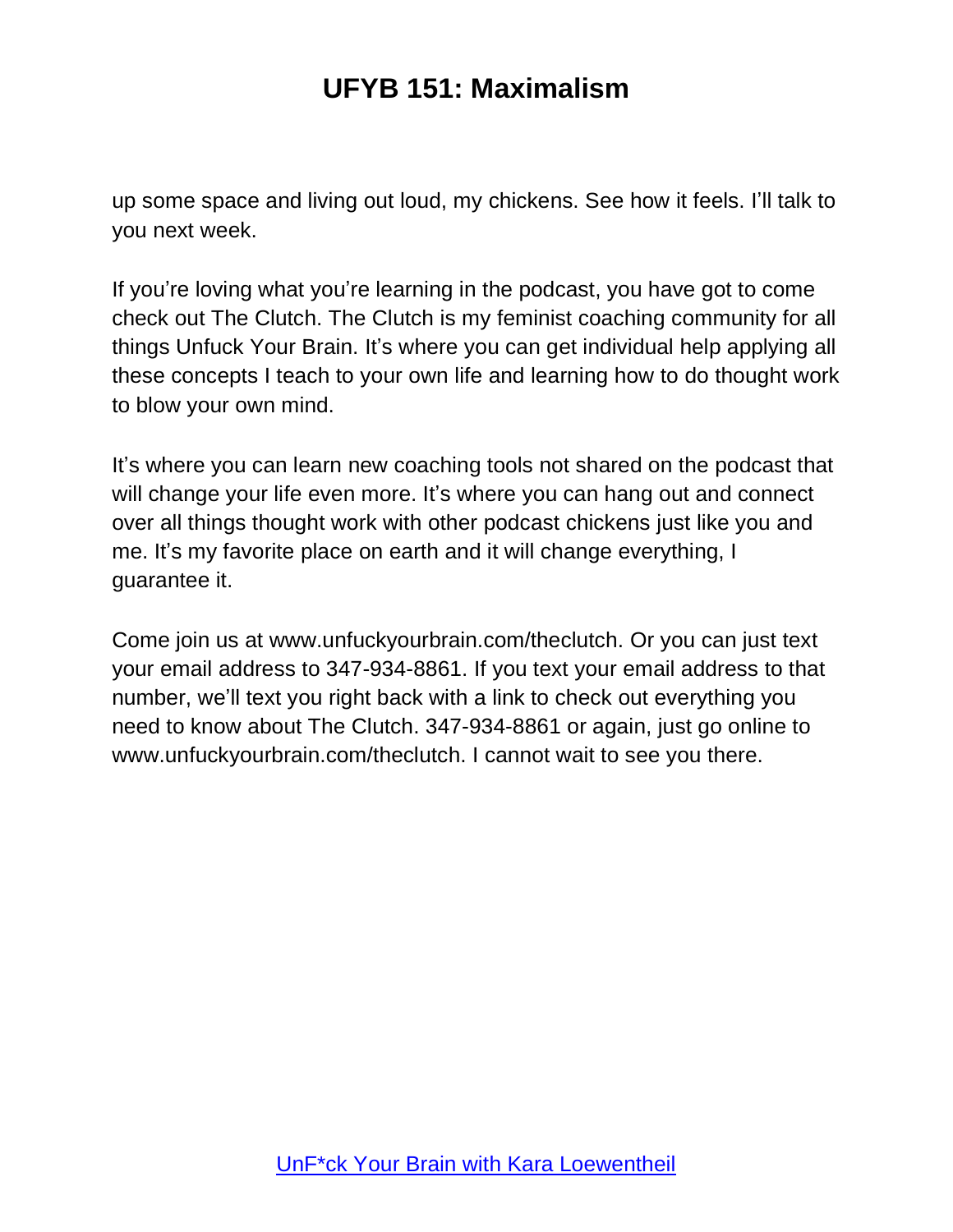up some space and living out loud, my chickens. See how it feels. I'll talk to you next week.

If you're loving what you're learning in the podcast, you have got to come check out The Clutch. The Clutch is my feminist coaching community for all things Unfuck Your Brain. It's where you can get individual help applying all these concepts I teach to your own life and learning how to do thought work to blow your own mind.

It's where you can learn new coaching tools not shared on the podcast that will change your life even more. It's where you can hang out and connect over all things thought work with other podcast chickens just like you and me. It's my favorite place on earth and it will change everything, I guarantee it.

Come join us at www.unfuckyourbrain.com/theclutch. Or you can just text your email address to 347-934-8861. If you text your email address to that number, we'll text you right back with a link to check out everything you need to know about The Clutch. 347-934-8861 or again, just go online to www.unfuckyourbrain.com/theclutch. I cannot wait to see you there.